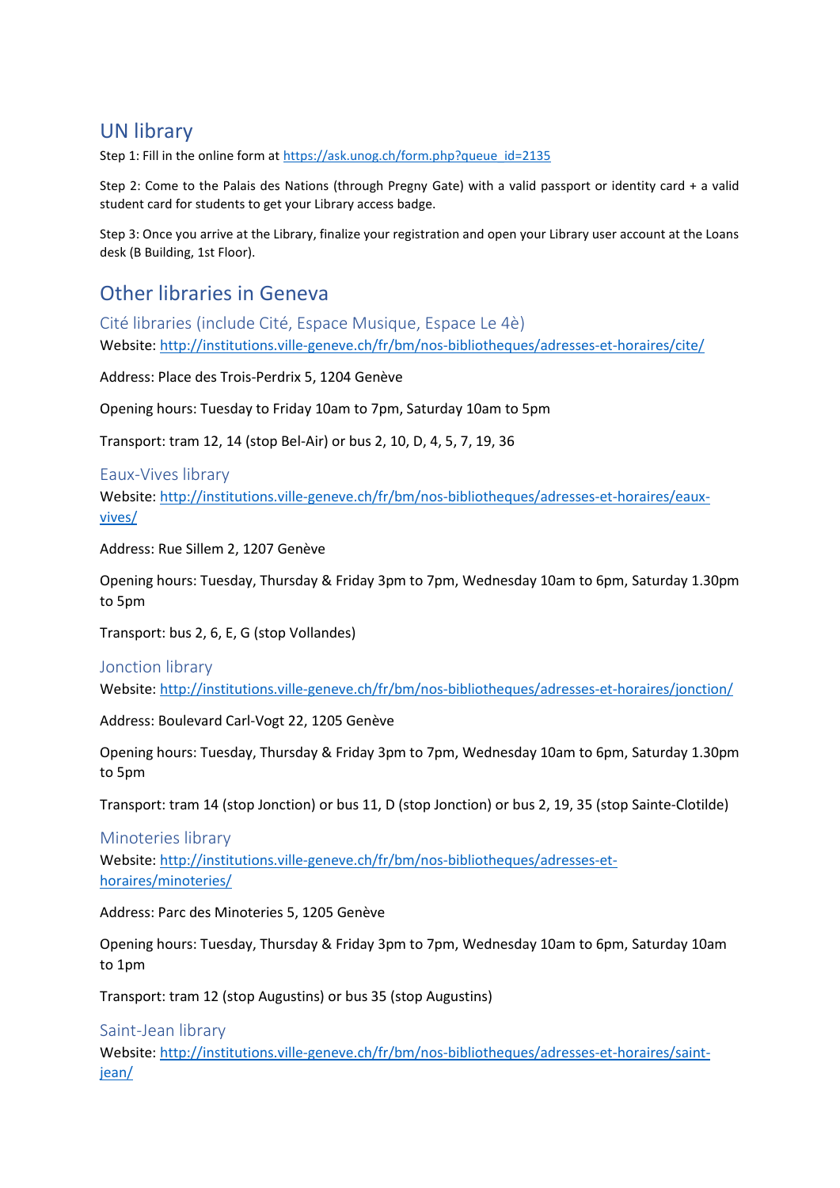## UN library

Step 1: Fill in the online form at https://ask.unog.ch/form.php?queue_id=2135

Step 2: Come to the Palais des Nations (through Pregny Gate) with a valid passport or identity card + a valid student card for students to get your Library access badge.

Step 3: Once you arrive at the Library, finalize your registration and open your Library user account at the Loans desk (B Building, 1st Floor).

## Other libraries in Geneva

### Cité libraries (include Cité, Espace Musique, Espace Le 4è)

Website: http://institutions.ville-geneve.ch/fr/bm/nos-bibliotheques/adresses-et-horaires/cite/

Address: Place des Trois-Perdrix 5, 1204 Genève

Opening hours: Tuesday to Friday 10am to 7pm, Saturday 10am to 5pm

Transport: tram 12, 14 (stop Bel-Air) or bus 2, 10, D, 4, 5, 7, 19, 36

### Eaux-Vives library

Website: http://institutions.ville-geneve.ch/fr/bm/nos-bibliotheques/adresses-et-horaires/eaux-vives/

Address: Rue Sillem 2, 1207 Genève

Opening hours: Tuesday, Thursday & Friday 3pm to 7pm, Wednesday 10am to 6pm, Saturday 1.30pm to 5pm

Transport: bus 2, 6, E, G (stop Vollandes)

### Jonction library

Website: http://institutions.ville-geneve.ch/fr/bm/nos-bibliotheques/adresses-et-horaires/jonction/

Address: Boulevard Carl-Vogt 22, 1205 Genève

Opening hours: Tuesday, Thursday & Friday 3pm to 7pm, Wednesday 10am to 6pm, Saturday 1.30pm to 5pm

Transport: tram 14 (stop Jonction) or bus 11, D (stop Jonction) or bus 2, 19, 35 (stop Sainte-Clotilde)

### Minoteries library

Website: http://institutions.ville-geneve.ch/fr/bm/nos-bibliotheques/adresses-et-horaires/minoteries/

Address: Parc des Minoteries 5, 1205 Genève

Opening hours: Tuesday, Thursday & Friday 3pm to 7pm, Wednesday 10am to 6pm, Saturday 10am to 1pm

Transport: tram 12 (stop Augustins) or bus 35 (stop Augustins)

### Saint-Jean library

Website: http://institutions.ville-geneve.ch/fr/bm/nos-bibliotheques/adresses-et-horaires/saint-jean/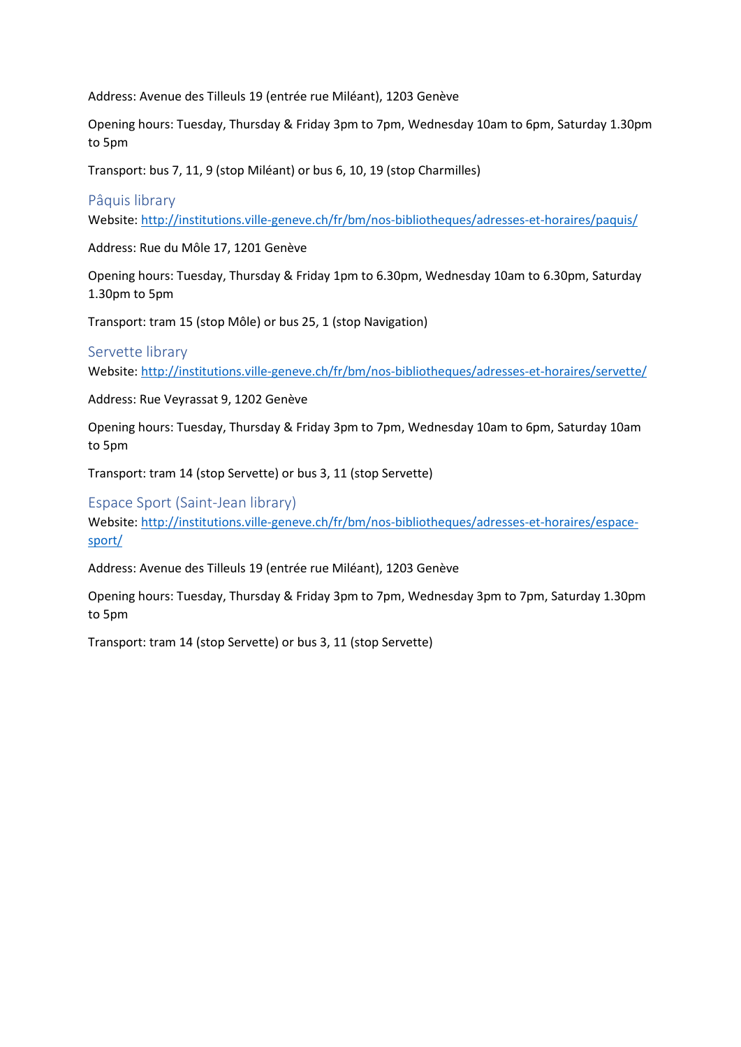Address: Avenue des Tilleuls 19 (entrée rue Miléant), 1203 Genève

Opening hours: Tuesday, Thursday & Friday 3pm to 7pm, Wednesday 10am to 6pm, Saturday 1.30pm to 5pm

Transport: bus 7, 11, 9 (stop Miléant) or bus 6, 10, 19 (stop Charmilles)

## Pâquis library

Website: http://institutions.ville-geneve.ch/fr/bm/nos-bibliotheques/adresses-et-horaires/paquis/

Address: Rue du Môle 17, 1201 Genève

Opening hours: Tuesday, Thursday & Friday 1pm to 6.30pm, Wednesday 10am to 6.30pm, Saturday 1.30pm to 5pm

Transport: tram 15 (stop Môle) or bus 25, 1 (stop Navigation)

## Servette library

Website: http://institutions.ville-geneve.ch/fr/bm/nos-bibliotheques/adresses-et-horaires/servette/

Address: Rue Veyrassat 9, 1202 Genève

Opening hours: Tuesday, Thursday & Friday 3pm to 7pm, Wednesday 10am to 6pm, Saturday 10am to 5pm

Transport: tram 14 (stop Servette) or bus 3, 11 (stop Servette)

## Espace Sport (Saint-Jean library)

Website: http://institutions.ville-geneve.ch/fr/bm/nos-bibliotheques/adresses-et-horaires/espace-sport/

Address: Avenue des Tilleuls 19 (entrée rue Miléant), 1203 Genève

Opening hours: Tuesday, Thursday & Friday 3pm to 7pm, Wednesday 3pm to 7pm, Saturday 1.30pm to 5pm

Transport: tram 14 (stop Servette) or bus 3, 11 (stop Servette)